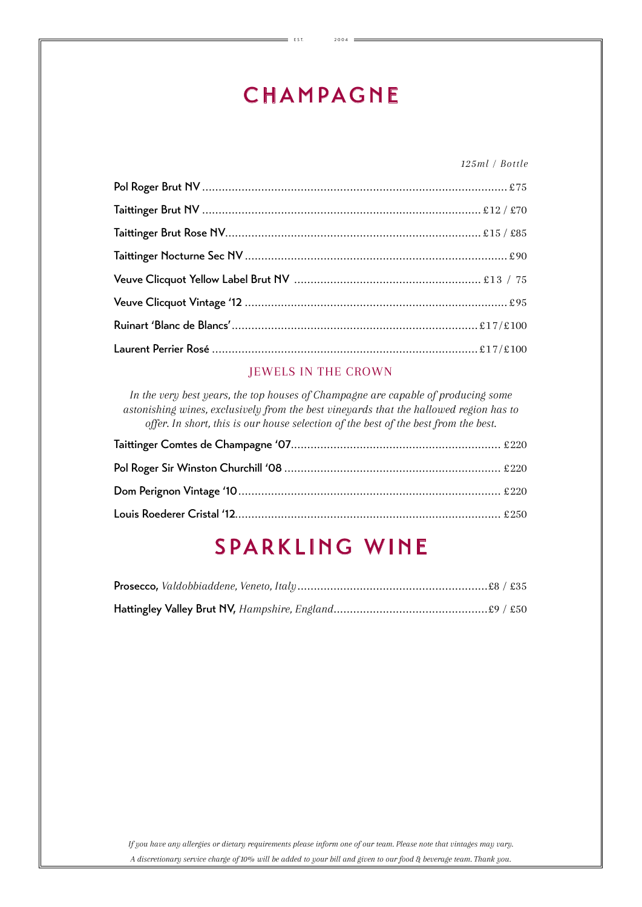EST. 2004

# CHAMPAGNE

| | *125ml / Bottle* |
|---|---|
| Pol Roger Brut NV | £75 |
| Taittinger Brut NV | £12 / £70 |
| Taittinger Brut Rose NV | £15 / £85 |
| Taittinger Nocturne Sec NV | £90 |
| Veuve Clicquot Yellow Label Brut NV | £13 / 75 |
| Veuve Clicquot Vintage '12 | £95 |
| Ruinart 'Blanc de Blancs' | £17/£100 |
| Laurent Perrier Rosé | £17/£100 |

## JEWELS IN THE CROWN

*In the very best years, the top houses of Champagne are capable of producing some astonishing wines, exclusively from the best vineyards that the hallowed region has to offer. In short, this is our house selection of the best of the best from the best.*

| | |
|---|---|
| Taittinger Comtes de Champagne '07 | £220 |
| Pol Roger Sir Winston Churchill '08 | £220 |
| Dom Perignon Vintage '10 | £220 |
| Louis Roederer Cristal '12 | £250 |

# SPARKLING WINE

| | |
|---|---|
| **Prosecco,** *Valdobbiaddene, Veneto, Italy* | £8 / £35 |
| **Hattingley Valley Brut NV,** *Hampshire, England* | £9 / £50 |

*If you have any allergies or dietary requirements please inform one of our team. Please note that vintages may vary.*

*A discretionary service charge of 10% will be added to your bill and given to our food & beverage team. Thank you.*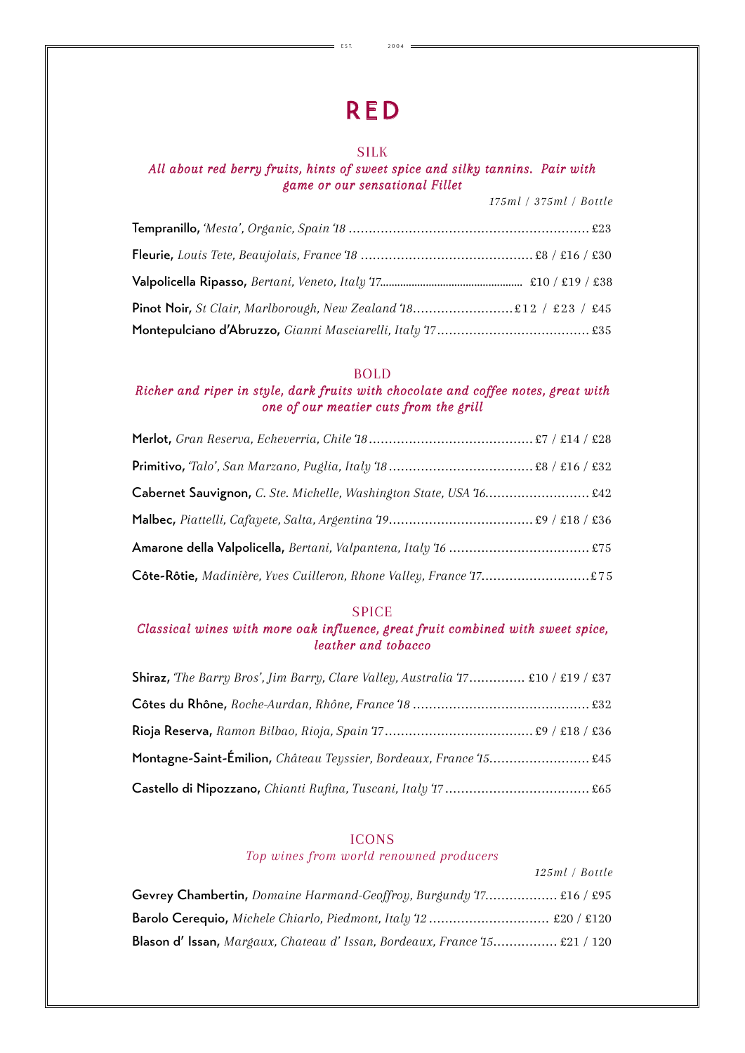# RED

## SILK

*All about red berry fruits, hints of sweet spice and silky tannins. Pair with game or our sensational Fillet*

*175ml / 375ml / Bottle*

**Tempranillo,** *'Mesta', Organic, Spain '18* ............ £23

**Fleurie,** *Louis Tete, Beaujolais, France '18* ............ £8 / £16 / £30

**Valpolicella Ripasso,** *Bertani, Veneto, Italy '17*............ £10 / £19 / £38

**Pinot Noir,** *St Clair, Marlborough, New Zealand '18*............ £12 / £23 / £45

**Montepulciano d'Abruzzo,** *Gianni Masciarelli, Italy '17* ............ £35

## BOLD

*Richer and riper in style, dark fruits with chocolate and coffee notes, great with one of our meatier cuts from the grill*

**Merlot,** *Gran Reserva, Echeverria, Chile '18* ............ £7 / £14 / £28

**Primitivo,** *'Talo', San Marzano, Puglia, Italy '18* ............ £8 / £16 / £32

**Cabernet Sauvignon,** *C. Ste. Michelle, Washington State, USA '16*............ £42

**Malbec,** *Piattelli, Cafayete, Salta, Argentina '19*............ £9 / £18 / £36

**Amarone della Valpolicella,** *Bertani, Valpantena, Italy '16* ............ £75

**Côte-Rôtie,** *Madinière, Yves Cuilleron, Rhone Valley, France '17*............ £75

## SPICE

*Classical wines with more oak influence, great fruit combined with sweet spice, leather and tobacco*

**Shiraz,** *'The Barry Bros', Jim Barry, Clare Valley, Australia '17*............ £10 / £19 / £37

**Côtes du Rhône,** *Roche-Aurdan, Rhône, France '18* ............ £32

**Rioja Reserva,** *Ramon Bilbao, Rioja, Spain '17*............ £9 / £18 / £36

**Montagne-Saint-Émilion,** *Château Teyssier, Bordeaux, France '15*............ £45

**Castello di Nipozzano,** *Chianti Rufina, Tuscani, Italy '17* ............ £65

## ICONS

*Top wines from world renowned producers*

*125ml / Bottle*

**Gevrey Chambertin,** *Domaine Harmand-Geoffroy, Burgundy '17*............ £16 / £95

**Barolo Cerequio,** *Michele Chiarlo, Piedmont, Italy '12* ............ £20 / £120

**Blason d' Issan,** *Margaux, Chateau d' Issan, Bordeaux, France '15*............ £21 / 120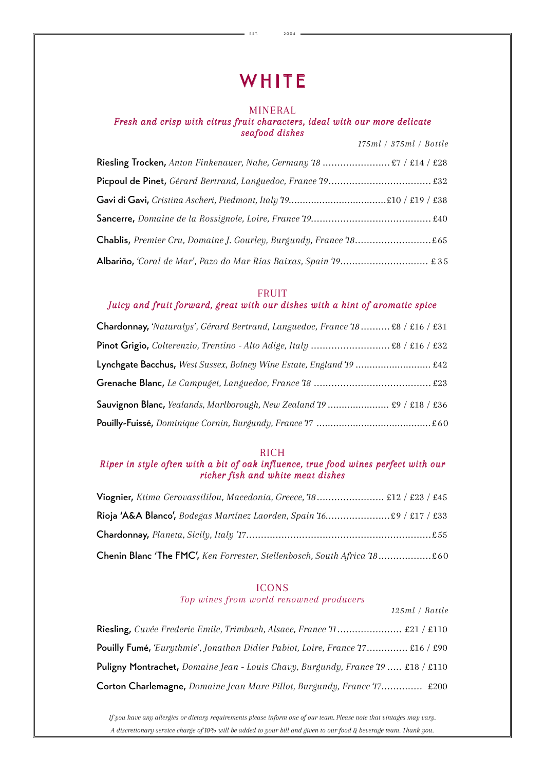EST. 2004

# WHITE

## MINERAL

*Fresh and crisp with citrus fruit characters, ideal with our more delicate seafood dishes*

*175ml / 375ml / Bottle*

**Riesling Trocken,** *Anton Finkenauer, Nahe, Germany '18* ....................... £7 / £14 / £28

**Picpoul de Pinet,** *Gérard Bertrand, Languedoc, France '19* ................................... £32

**Gavi di Gavi,** *Cristina Ascheri, Piedmont, Italy '19* ................................... £10 / £19 / £38

**Sancerre,** *Domaine de la Rossignole, Loire, France '19* ......................................... £40

**Chablis,** *Premier Cru, Domaine J. Gourley, Burgundy, France '18* .......................... £65

**Albariño,** *'Coral de Mar', Pazo do Mar Rías Baixas, Spain '19* .............................. £35

## FRUIT

*Juicy and fruit forward, great with our dishes with a hint of aromatic spice*

**Chardonnay,** *'Naturalys', Gérard Bertrand, Languedoc, France '18* .......... £8 / £16 / £31

**Pinot Grigio,** *Colterenzio, Trentino - Alto Adige, Italy* ........................... £8 / £16 / £32

**Lynchgate Bacchus,** *West Sussex, Bolney Wine Estate, England '19* .......................... £42

**Grenache Blanc,** *Le Campuget, Languedoc, France '18* ........................................ £23

**Sauvignon Blanc,** *Yealands, Marlborough, New Zealand '19* ...................... £9 / £18 / £36

**Pouilly-Fuissé,** *Dominique Cornin, Burgundy, France '17* ........................................ £60

## RICH

*Riper in style often with a bit of oak influence, true food wines perfect with our richer fish and white meat dishes*

**Viognier,** *Ktima Gerovassililou, Macedonia, Greece, '18* ....................... £12 / £23 / £45

**Rioja 'A&A Blanco',** *Bodegas Martínez Laorden, Spain '16* ....................... £9 / £17 / £33

**Chardonnay,** *Planeta, Sicily, Italy '17* ............................................................... £55

**Chenin Blanc 'The FMC',** *Ken Forrester, Stellenbosch, South Africa '18* .................. £60

## ICONS

*Top wines from world renowned producers*

*125ml / Bottle*

**Riesling,** *Cuvée Frederic Emile, Trimbach, Alsace, France '11* ...................... £21 / £110

**Pouilly Fumé,** *'Eurythmie', Jonathan Didier Pabiot, Loire, France '17* .............. £16 / £90

**Puligny Montrachet,** *Domaine Jean - Louis Chavy, Burgundy, France '19* ..... £18 / £110

**Corton Charlemagne,** *Domaine Jean Marc Pillot, Burgundy, France '17* .............. £200

*If you have any allergies or dietary requirements please inform one of our team. Please note that vintages may vary.*

*A discretionary service charge of 10% will be added to your bill and given to our food & beverage team. Thank you.*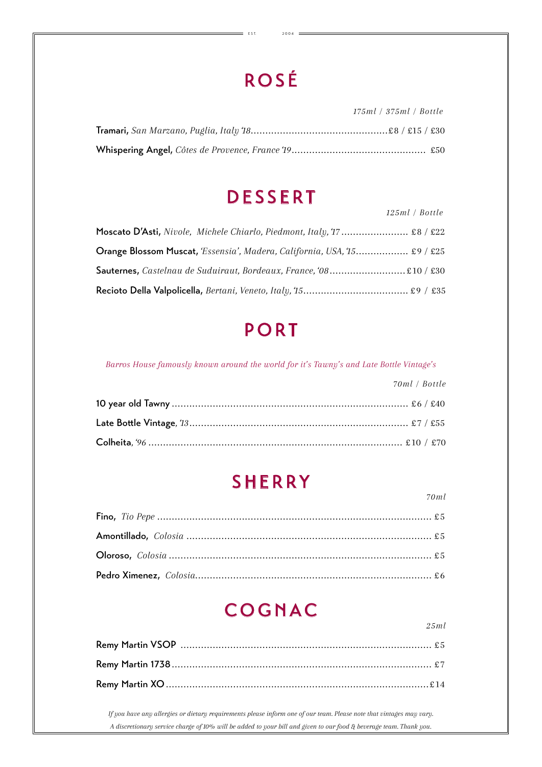# ROSÉ

| | 175ml / 375ml / Bottle |
|---|---|
| **Tramari,** *San Marzano, Puglia, Italy '18* | £8 / £15 / £30 |
| **Whispering Angel,** *Côtes de Provence, France '19* | £50 |

# DESSERT

| | 125ml / Bottle |
|---|---|
| **Moscato D'Asti,** *Nivole, Michele Chiarlo, Piedmont, Italy, '17* | £8 / £22 |
| **Orange Blossom Muscat,** *'Essensia', Madera, California, USA, '15* | £9 / £25 |
| **Sauternes,** *Castelnau de Suduiraut, Bordeaux, France, '08* | £10 / £30 |
| **Recioto Della Valpolicella,** *Bertani, Veneto, Italy, '15* | £9 / £35 |

# PORT

*Barros House famously known around the world for it's Tawny's and Late Bottle Vintage's*

| | 70ml / Bottle |
|---|---|
| **10 year old Tawny** | £6 / £40 |
| **Late Bottle Vintage**, *'13* | £7 / £55 |
| **Colheita**, *'96* | £10 / £70 |

# SHERRY

| | 70ml |
|---|---|
| **Fino,** *Tio Pepe* | £5 |
| **Amontillado,** *Colosia* | £5 |
| **Oloroso,** *Colosia* | £5 |
| **Pedro Ximenez,** *Colosia* | £6 |

# COGNAC

| | 25ml |
|---|---|
| **Remy Martin VSOP** | £5 |
| **Remy Martin 1738** | £7 |
| **Remy Martin XO** | £14 |

*If you have any allergies or dietary requirements please inform one of our team. Please note that vintages may vary.*
*A discretionary service charge of 10% will be added to your bill and given to our food & beverage team. Thank you.*